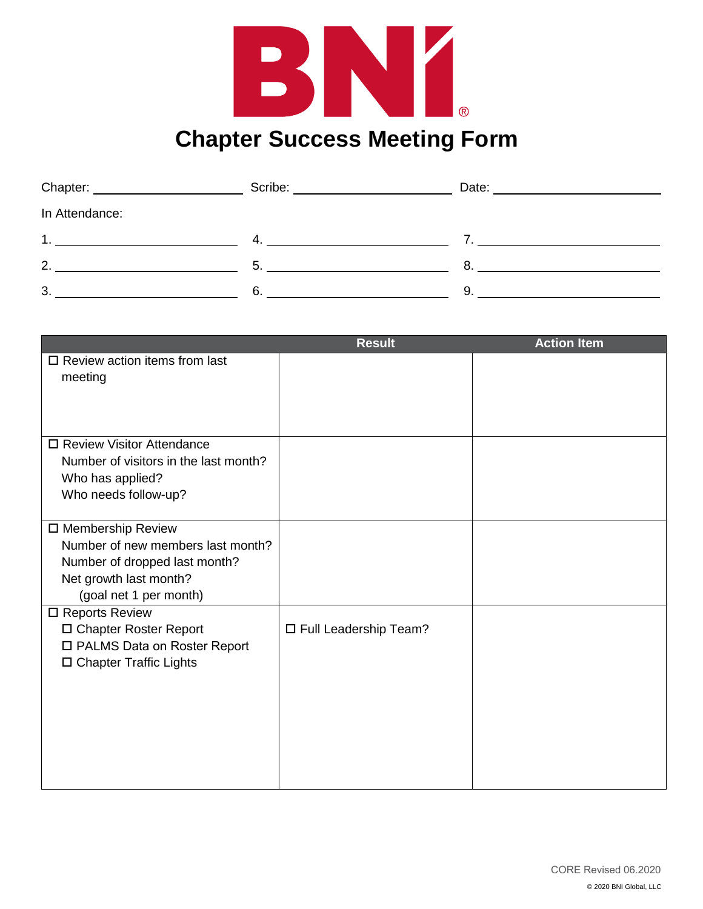BNI®

# Chapter Success Meeting Form

Chapter: ____________________ Scribe: ____________________ Date: ____________________

In Attendance:

1. ____________________ 4. ____________________ 7. ____________________
2. ____________________ 5. ____________________ 8. ____________________
3. ____________________ 6. ____________________ 9. ____________________

| | Result | Action Item |
|---|---|---|
| ☐ Review action items from last meeting | | |
| ☐ Review Visitor Attendance<br>Number of visitors in the last month?<br>Who has applied?<br>Who needs follow-up? | | |
| ☐ Membership Review<br>Number of new members last month?<br>Number of dropped last month?<br>Net growth last month?<br>(goal net 1 per month) | | |
| ☐ Reports Review<br>☐ Chapter Roster Report<br>☐ PALMS Data on Roster Report<br>☐ Chapter Traffic Lights | ☐ Full Leadership Team? | |

CORE Revised 06.2020

© 2020 BNI Global, LLC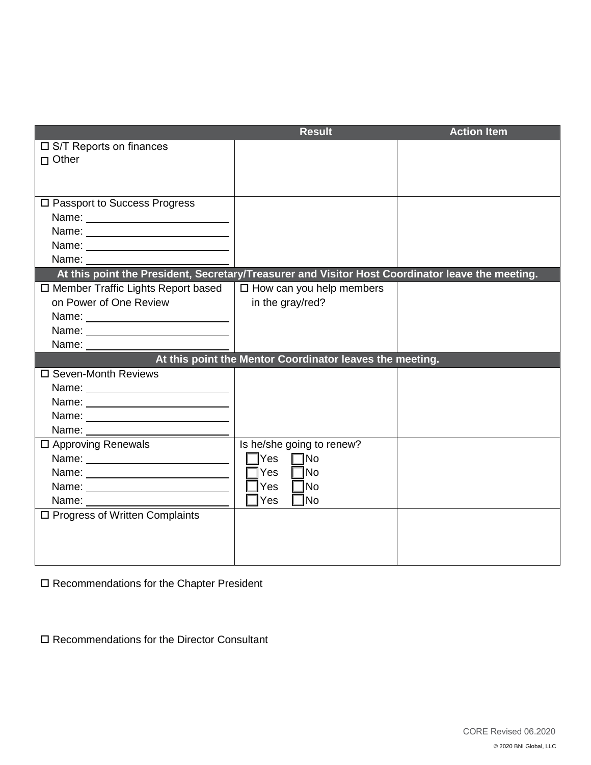| | Result | Action Item |
|---|---|---|
| ☐ S/T Reports on finances<br>☐ Other | | |
| ☐ Passport to Success Progress<br>Name: ____________<br>Name: ____________<br>Name: ____________<br>Name: ____________ | | |
| **At this point the President, Secretary/Treasurer and Visitor Host Coordinator leave the meeting.** | | |
| ☐ Member Traffic Lights Report based on Power of One Review<br>Name: ____________<br>Name: ____________<br>Name: ____________ | ☐ How can you help members in the gray/red? | |
| **At this point the Mentor Coordinator leaves the meeting.** | | |
| ☐ Seven-Month Reviews<br>Name: ____________<br>Name: ____________<br>Name: ____________<br>Name: ____________ | | |
| ☐ Approving Renewals<br>Name: ____________<br>Name: ____________<br>Name: ____________<br>Name: ____________ | Is he/she going to renew?<br>☐ Yes ☐ No<br>☐ Yes ☐ No<br>☐ Yes ☐ No<br>☐ Yes ☐ No | |
| ☐ Progress of Written Complaints | | |

☐ Recommendations for the Chapter President

☐ Recommendations for the Director Consultant

CORE Revised 06.2020

© 2020 BNI Global, LLC